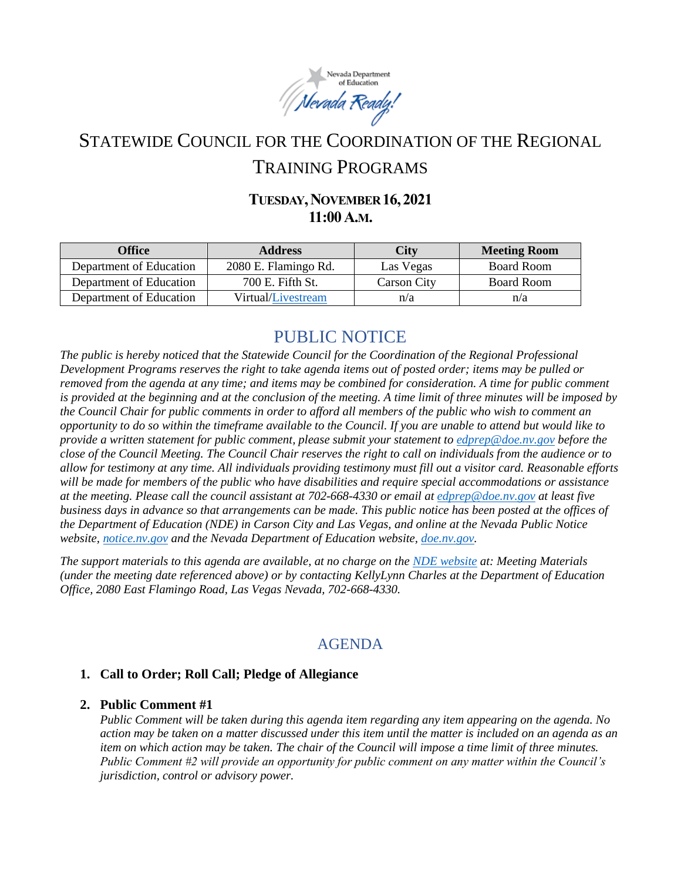# Statewide Council for the Coordination of the Regional Training Programs

**Tuesday, November 16, 2021**
**11:00 A.M.**

| Office | Address | City | Meeting Room |
|---|---|---|---|
| Department of Education | 2080 E. Flamingo Rd. | Las Vegas | Board Room |
| Department of Education | 700 E. Fifth St. | Carson City | Board Room |
| Department of Education | Virtual/Livestream | n/a | n/a |

## PUBLIC NOTICE

*The public is hereby noticed that the Statewide Council for the Coordination of the Regional Professional Development Programs reserves the right to take agenda items out of posted order; items may be pulled or removed from the agenda at any time; and items may be combined for consideration. A time for public comment is provided at the beginning and at the conclusion of the meeting. A time limit of three minutes will be imposed by the Council Chair for public comments in order to afford all members of the public who wish to comment an opportunity to do so within the timeframe available to the Council. If you are unable to attend but would like to provide a written statement for public comment, please submit your statement to edprep@doe.nv.gov before the close of the Council Meeting. The Council Chair reserves the right to call on individuals from the audience or to allow for testimony at any time. All individuals providing testimony must fill out a visitor card. Reasonable efforts will be made for members of the public who have disabilities and require special accommodations or assistance at the meeting. Please call the council assistant at 702-668-4330 or email at edprep@doe.nv.gov at least five business days in advance so that arrangements can be made. This public notice has been posted at the offices of the Department of Education (NDE) in Carson City and Las Vegas, and online at the Nevada Public Notice website, notice.nv.gov and the Nevada Department of Education website, doe.nv.gov.*

*The support materials to this agenda are available, at no charge on the NDE website at: Meeting Materials (under the meeting date referenced above) or by contacting KellyLynn Charles at the Department of Education Office, 2080 East Flamingo Road, Las Vegas Nevada, 702-668-4330.*

## AGENDA

1. **Call to Order; Roll Call; Pledge of Allegiance**

2. **Public Comment #1**
   *Public Comment will be taken during this agenda item regarding any item appearing on the agenda. No action may be taken on a matter discussed under this item until the matter is included on an agenda as an item on which action may be taken. The chair of the Council will impose a time limit of three minutes. Public Comment #2 will provide an opportunity for public comment on any matter within the Council's jurisdiction, control or advisory power.*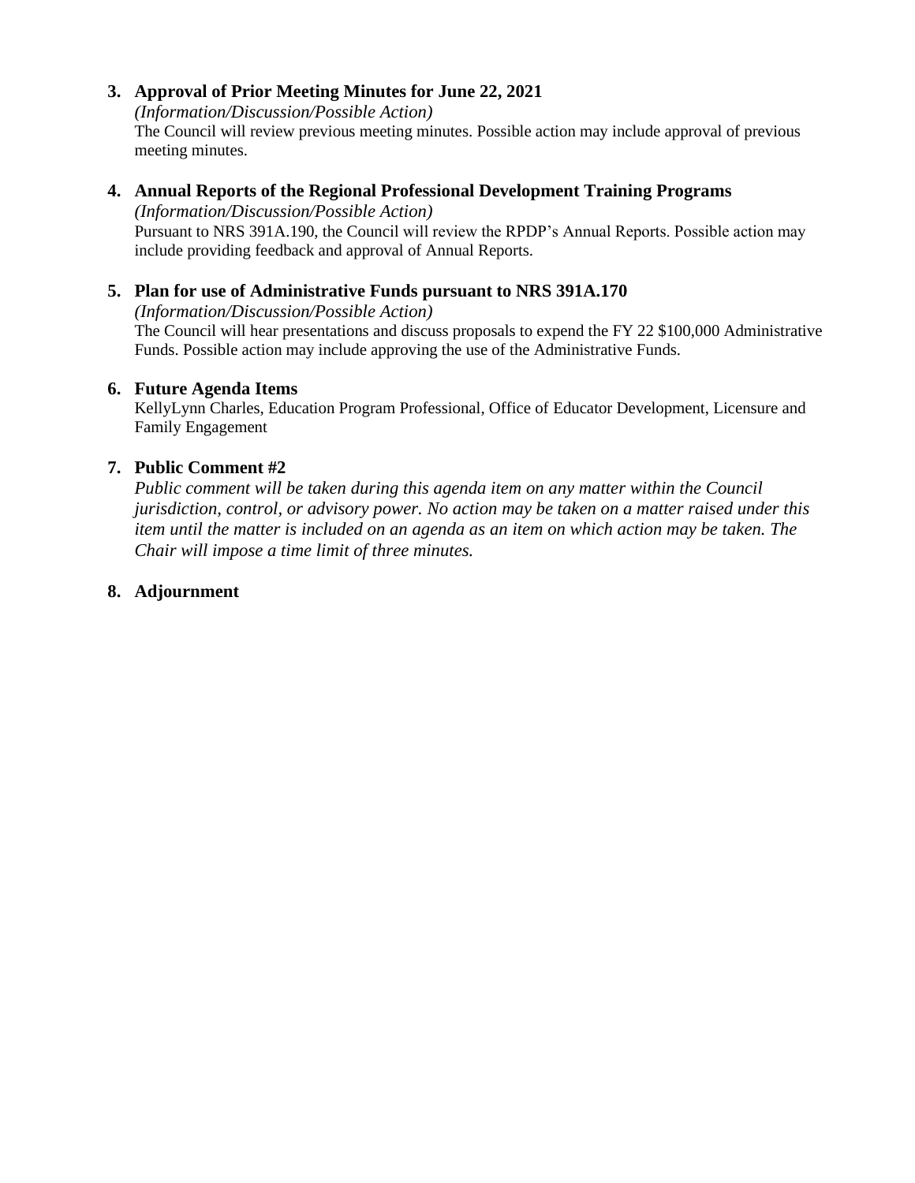3. **Approval of Prior Meeting Minutes for June 22, 2021**
   *(Information/Discussion/Possible Action)*
   The Council will review previous meeting minutes. Possible action may include approval of previous meeting minutes.

4. **Annual Reports of the Regional Professional Development Training Programs**
   *(Information/Discussion/Possible Action)*
   Pursuant to NRS 391A.190, the Council will review the RPDP's Annual Reports. Possible action may include providing feedback and approval of Annual Reports.

5. **Plan for use of Administrative Funds pursuant to NRS 391A.170**
   *(Information/Discussion/Possible Action)*
   The Council will hear presentations and discuss proposals to expend the FY 22 $100,000 Administrative Funds. Possible action may include approving the use of the Administrative Funds.

6. **Future Agenda Items**
   KellyLynn Charles, Education Program Professional, Office of Educator Development, Licensure and Family Engagement

7. **Public Comment #2**
   *Public comment will be taken during this agenda item on any matter within the Council jurisdiction, control, or advisory power. No action may be taken on a matter raised under this item until the matter is included on an agenda as an item on which action may be taken. The Chair will impose a time limit of three minutes.*

8. **Adjournment**